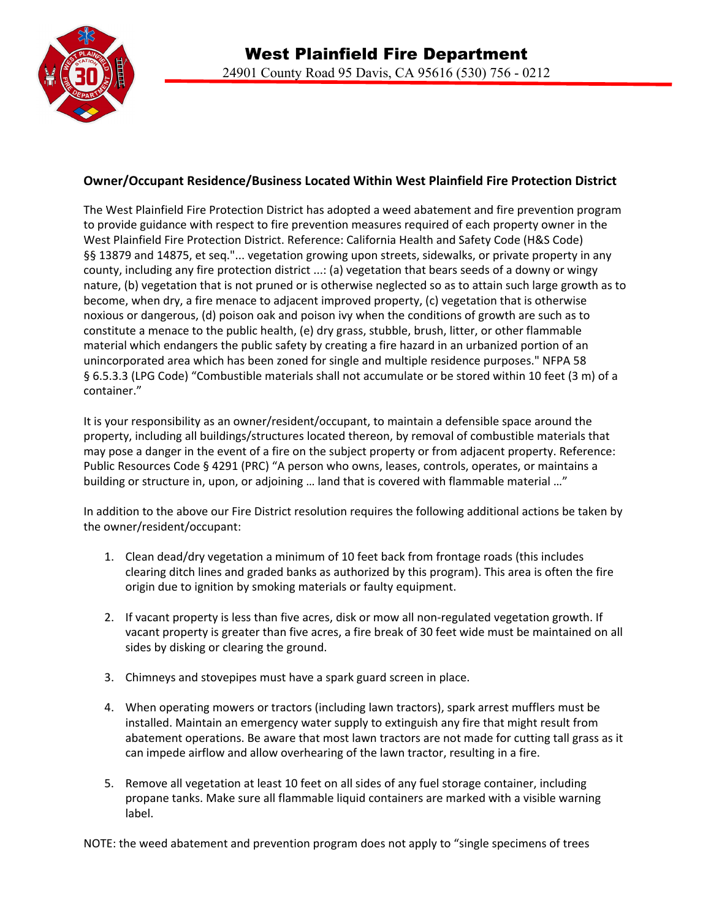# West Plainfield Fire Department

24901 County Road 95 Davis, CA 95616 (530) 756 - 0212

## Owner/Occupant Residence/Business Located Within West Plainfield Fire Protection District

The West Plainfield Fire Protection District has adopted a weed abatement and fire prevention program to provide guidance with respect to fire prevention measures required of each property owner in the West Plainfield Fire Protection District. Reference: California Health and Safety Code (H&S Code) §§ 13879 and 14875, et seq."... vegetation growing upon streets, sidewalks, or private property in any county, including any fire protection district ...: (a) vegetation that bears seeds of a downy or wingy nature, (b) vegetation that is not pruned or is otherwise neglected so as to attain such large growth as to become, when dry, a fire menace to adjacent improved property, (c) vegetation that is otherwise noxious or dangerous, (d) poison oak and poison ivy when the conditions of growth are such as to constitute a menace to the public health, (e) dry grass, stubble, brush, litter, or other flammable material which endangers the public safety by creating a fire hazard in an urbanized portion of an unincorporated area which has been zoned for single and multiple residence purposes." NFPA 58 § 6.5.3.3 (LPG Code) "Combustible materials shall not accumulate or be stored within 10 feet (3 m) of a container."

It is your responsibility as an owner/resident/occupant, to maintain a defensible space around the property, including all buildings/structures located thereon, by removal of combustible materials that may pose a danger in the event of a fire on the subject property or from adjacent property. Reference: Public Resources Code § 4291 (PRC) "A person who owns, leases, controls, operates, or maintains a building or structure in, upon, or adjoining … land that is covered with flammable material …"

In addition to the above our Fire District resolution requires the following additional actions be taken by the owner/resident/occupant:

1. Clean dead/dry vegetation a minimum of 10 feet back from frontage roads (this includes clearing ditch lines and graded banks as authorized by this program). This area is often the fire origin due to ignition by smoking materials or faulty equipment.

2. If vacant property is less than five acres, disk or mow all non-regulated vegetation growth. If vacant property is greater than five acres, a fire break of 30 feet wide must be maintained on all sides by disking or clearing the ground.

3. Chimneys and stovepipes must have a spark guard screen in place.

4. When operating mowers or tractors (including lawn tractors), spark arrest mufflers must be installed. Maintain an emergency water supply to extinguish any fire that might result from abatement operations. Be aware that most lawn tractors are not made for cutting tall grass as it can impede airflow and allow overhearing of the lawn tractor, resulting in a fire.

5. Remove all vegetation at least 10 feet on all sides of any fuel storage container, including propane tanks. Make sure all flammable liquid containers are marked with a visible warning label.

NOTE: the weed abatement and prevention program does not apply to "single specimens of trees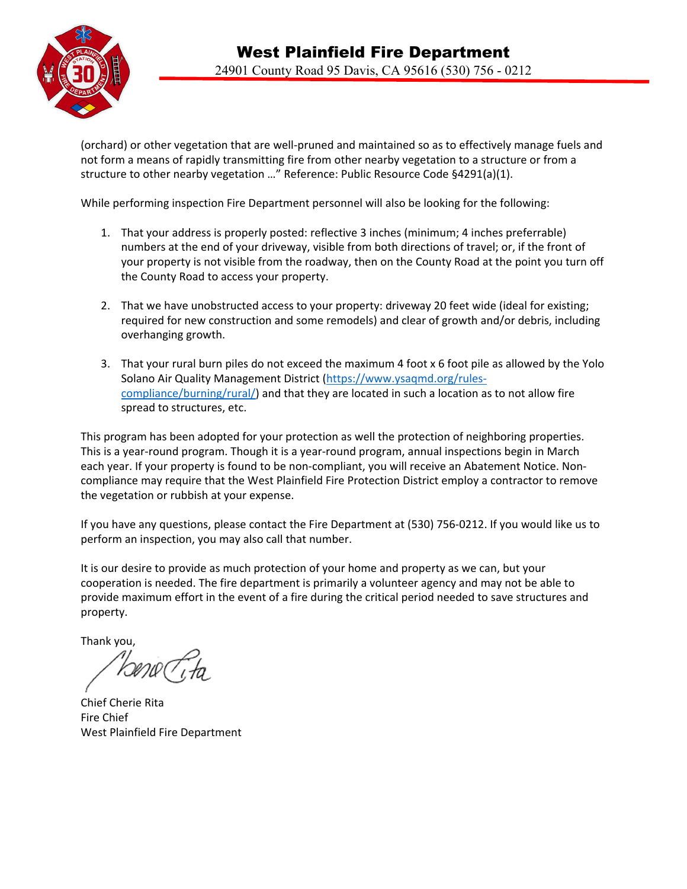# West Plainfield Fire Department

24901 County Road 95 Davis, CA 95616 (530) 756 - 0212

(orchard) or other vegetation that are well-pruned and maintained so as to effectively manage fuels and not form a means of rapidly transmitting fire from other nearby vegetation to a structure or from a structure to other nearby vegetation …" Reference: Public Resource Code §4291(a)(1).

While performing inspection Fire Department personnel will also be looking for the following:

1. That your address is properly posted: reflective 3 inches (minimum; 4 inches preferrable) numbers at the end of your driveway, visible from both directions of travel; or, if the front of your property is not visible from the roadway, then on the County Road at the point you turn off the County Road to access your property.

2. That we have unobstructed access to your property: driveway 20 feet wide (ideal for existing; required for new construction and some remodels) and clear of growth and/or debris, including overhanging growth.

3. That your rural burn piles do not exceed the maximum 4 foot x 6 foot pile as allowed by the Yolo Solano Air Quality Management District (https://www.ysaqmd.org/rules-compliance/burning/rural/) and that they are located in such a location as to not allow fire spread to structures, etc.

This program has been adopted for your protection as well the protection of neighboring properties. This is a year-round program. Though it is a year-round program, annual inspections begin in March each year. If your property is found to be non-compliant, you will receive an Abatement Notice. Non-compliance may require that the West Plainfield Fire Protection District employ a contractor to remove the vegetation or rubbish at your expense.

If you have any questions, please contact the Fire Department at (530) 756-0212. If you would like us to perform an inspection, you may also call that number.

It is our desire to provide as much protection of your home and property as we can, but your cooperation is needed. The fire department is primarily a volunteer agency and may not be able to provide maximum effort in the event of a fire during the critical period needed to save structures and property.

Thank you,

Chief Cherie Rita
Fire Chief
West Plainfield Fire Department